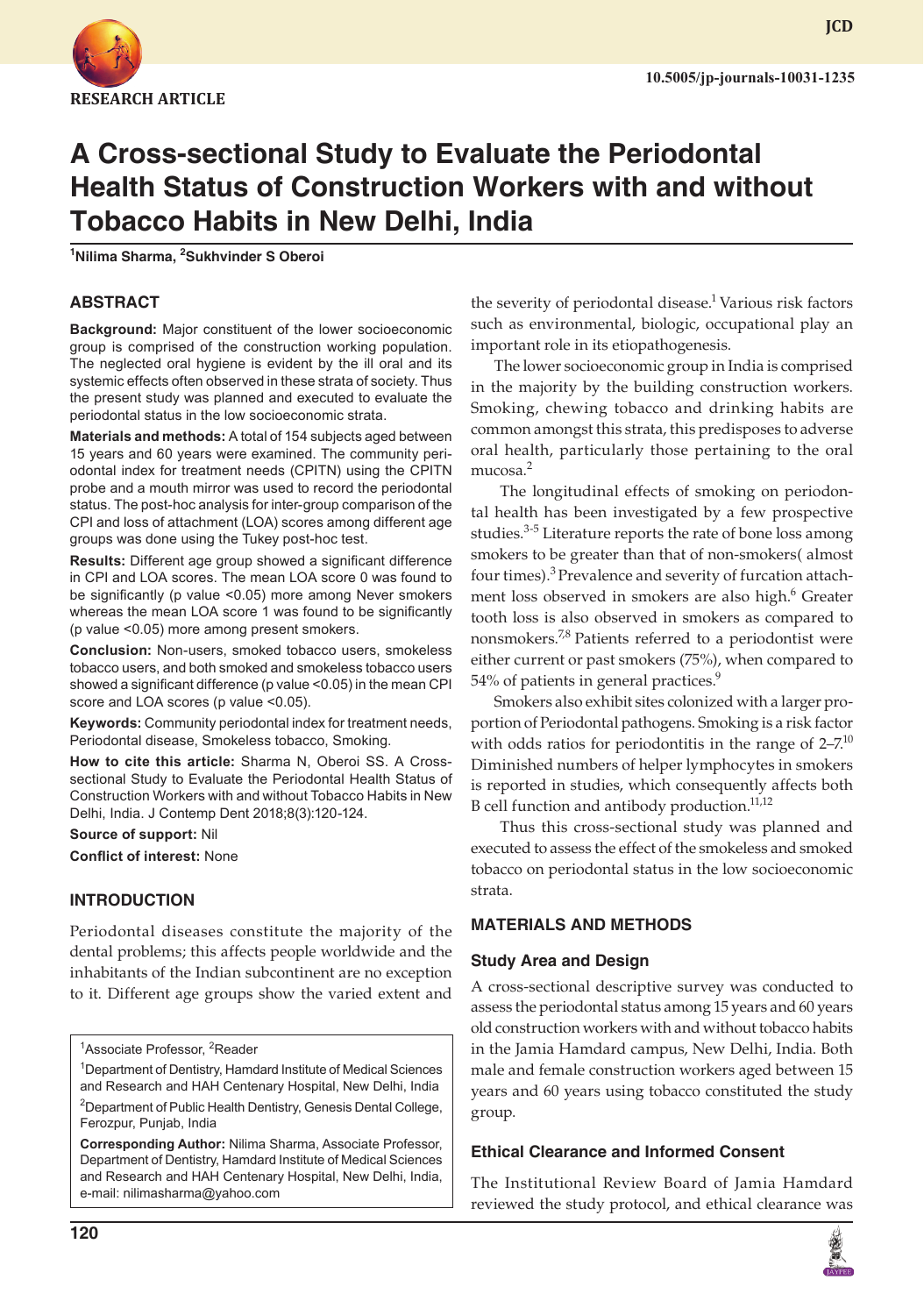RESEARCH ARTICLE

# A Cross-sectional Study to Evaluate the Periodontal Health Status of Construction Workers with and without Tobacco Habits in New Delhi, India

[1]Nilima Sharma, [2]Sukhvinder S Oberoi

## ABSTRACT

**Background:** Major constituent of the lower socioeconomic group is comprised of the construction working population. The neglected oral hygiene is evident by the ill oral and its systemic effects often observed in these strata of society. Thus the present study was planned and executed to evaluate the periodontal status in the low socioeconomic strata.

**Materials and methods:** A total of 154 subjects aged between 15 years and 60 years were examined. The community periodontal index for treatment needs (CPITN) using the CPITN probe and a mouth mirror was used to record the periodontal status. The post-hoc analysis for inter-group comparison of the CPI and loss of attachment (LOA) scores among different age groups was done using the Tukey post-hoc test.

**Results:** Different age group showed a significant difference in CPI and LOA scores. The mean LOA score 0 was found to be significantly ($p$ value $<0.05$) more among Never smokers whereas the mean LOA score 1 was found to be significantly ($p$ value $<0.05$) more among present smokers.

**Conclusion:** Non-users, smoked tobacco users, smokeless tobacco users, and both smoked and smokeless tobacco users showed a significant difference ($p$ value $<0.05$) in the mean CPI score and LOA scores ($p$ value $<0.05$).

**Keywords:** Community periodontal index for treatment needs, Periodontal disease, Smokeless tobacco, Smoking.

**How to cite this article:** Sharma N, Oberoi SS. A Cross-sectional Study to Evaluate the Periodontal Health Status of Construction Workers with and without Tobacco Habits in New Delhi, India. J Contemp Dent 2018;8(3):120-124.

**Source of support:** Nil

**Conflict of interest:** None

## INTRODUCTION

Periodontal diseases constitute the majority of the dental problems; this affects people worldwide and the inhabitants of the Indian subcontinent are no exception to it. Different age groups show the varied extent and the severity of periodontal disease.[1] Various risk factors such as environmental, biologic, occupational play an important role in its etiopathogenesis.

The lower socioeconomic group in India is comprised in the majority by the building construction workers. Smoking, chewing tobacco and drinking habits are common amongst this strata, this predisposes to adverse oral health, particularly those pertaining to the oral mucosa.[2]

The longitudinal effects of smoking on periodontal health has been investigated by a few prospective studies.[3-5] Literature reports the rate of bone loss among smokers to be greater than that of non-smokers( almost four times).[3] Prevalence and severity of furcation attachment loss observed in smokers are also high.[6] Greater tooth loss is also observed in smokers as compared to nonsmokers.[7,8] Patients referred to a periodontist were either current or past smokers (75%), when compared to 54% of patients in general practices.[9]

Smokers also exhibit sites colonized with a larger proportion of Periodontal pathogens. Smoking is a risk factor with odds ratios for periodontitis in the range of 2–7.[10] Diminished numbers of helper lymphocytes in smokers is reported in studies, which consequently affects both B cell function and antibody production.[11,12]

Thus this cross-sectional study was planned and executed to assess the effect of the smokeless and smoked tobacco on periodontal status in the low socioeconomic strata.

## MATERIALS AND METHODS

### Study Area and Design

A cross-sectional descriptive survey was conducted to assess the periodontal status among 15 years and 60 years old construction workers with and without tobacco habits in the Jamia Hamdard campus, New Delhi, India. Both male and female construction workers aged between 15 years and 60 years using tobacco constituted the study group.

### Ethical Clearance and Informed Consent

The Institutional Review Board of Jamia Hamdard reviewed the study protocol, and ethical clearance was

---

[1]Associate Professor, [2]Reader

[1]Department of Dentistry, Hamdard Institute of Medical Sciences and Research and HAH Centenary Hospital, New Delhi, India

[2]Department of Public Health Dentistry, Genesis Dental College, Ferozpur, Punjab, India

**Corresponding Author:** Nilima Sharma, Associate Professor, Department of Dentistry, Hamdard Institute of Medical Sciences and Research and HAH Centenary Hospital, New Delhi, India, e-mail: nilimasharma@yahoo.com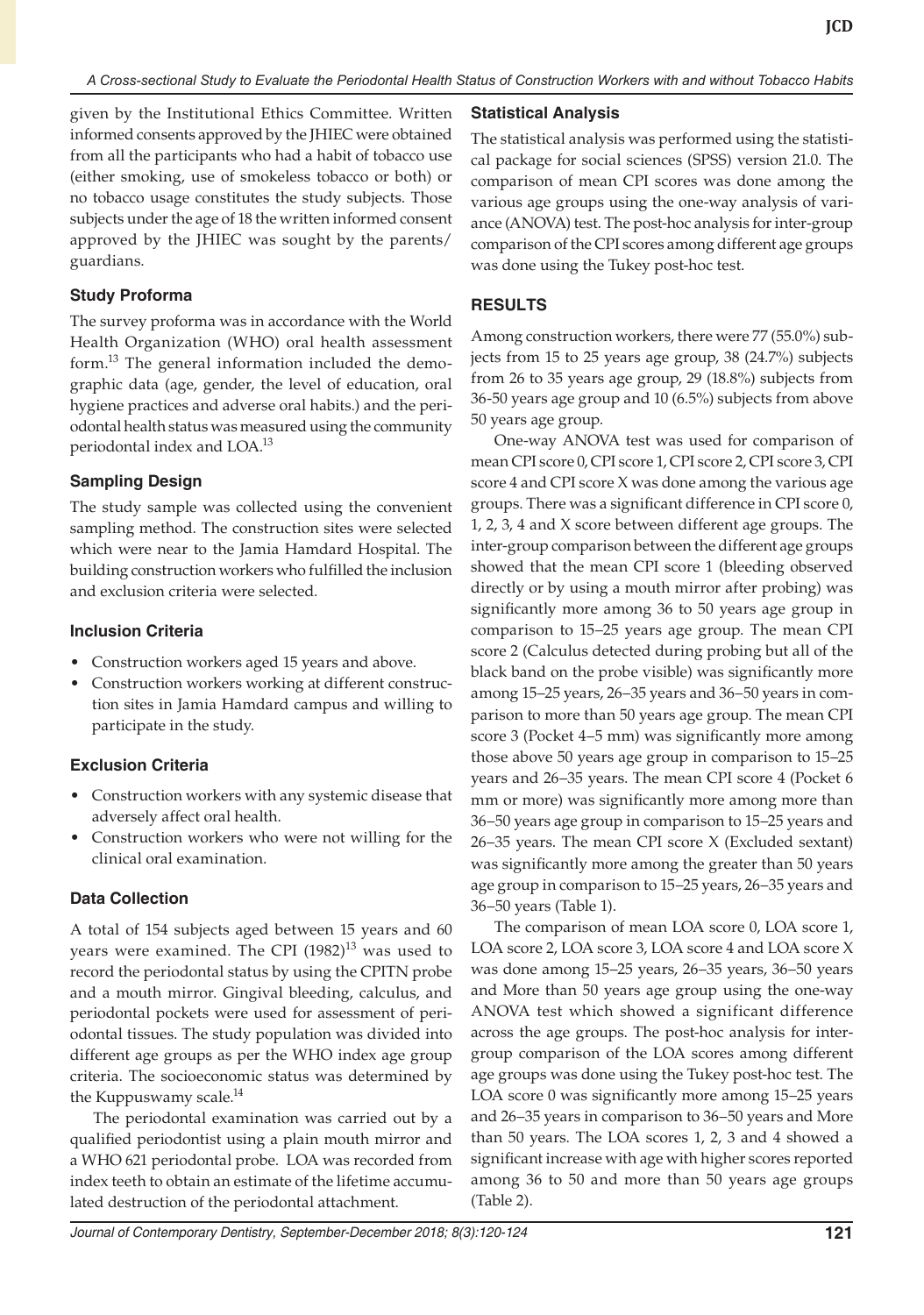given by the Institutional Ethics Committee. Written informed consents approved by the JHIEC were obtained from all the participants who had a habit of tobacco use (either smoking, use of smokeless tobacco or both) or no tobacco usage constitutes the study subjects. Those subjects under the age of 18 the written informed consent approved by the JHIEC was sought by the parents/ guardians.

### Study Proforma

The survey proforma was in accordance with the World Health Organization (WHO) oral health assessment form.[13] The general information included the demographic data (age, gender, the level of education, oral hygiene practices and adverse oral habits.) and the periodontal health status was measured using the community periodontal index and LOA.[13]

### Sampling Design

The study sample was collected using the convenient sampling method. The construction sites were selected which were near to the Jamia Hamdard Hospital. The building construction workers who fulfilled the inclusion and exclusion criteria were selected.

### Inclusion Criteria

- Construction workers aged 15 years and above.
- Construction workers working at different construction sites in Jamia Hamdard campus and willing to participate in the study.

### Exclusion Criteria

- Construction workers with any systemic disease that adversely affect oral health.
- Construction workers who were not willing for the clinical oral examination.

### Data Collection

A total of 154 subjects aged between 15 years and 60 years were examined. The CPI (1982)[13] was used to record the periodontal status by using the CPITN probe and a mouth mirror. Gingival bleeding, calculus, and periodontal pockets were used for assessment of periodontal tissues. The study population was divided into different age groups as per the WHO index age group criteria. The socioeconomic status was determined by the Kuppuswamy scale.[14]

The periodontal examination was carried out by a qualified periodontist using a plain mouth mirror and a WHO 621 periodontal probe. LOA was recorded from index teeth to obtain an estimate of the lifetime accumulated destruction of the periodontal attachment.

### Statistical Analysis

The statistical analysis was performed using the statistical package for social sciences (SPSS) version 21.0. The comparison of mean CPI scores was done among the various age groups using the one-way analysis of variance (ANOVA) test. The post-hoc analysis for inter-group comparison of the CPI scores among different age groups was done using the Tukey post-hoc test.

## RESULTS

Among construction workers, there were 77 (55.0%) subjects from 15 to 25 years age group, 38 (24.7%) subjects from 26 to 35 years age group, 29 (18.8%) subjects from 36-50 years age group and 10 (6.5%) subjects from above 50 years age group.

One-way ANOVA test was used for comparison of mean CPI score 0, CPI score 1, CPI score 2, CPI score 3, CPI score 4 and CPI score X was done among the various age groups. There was a significant difference in CPI score 0, 1, 2, 3, 4 and X score between different age groups. The inter-group comparison between the different age groups showed that the mean CPI score 1 (bleeding observed directly or by using a mouth mirror after probing) was significantly more among 36 to 50 years age group in comparison to 15–25 years age group. The mean CPI score 2 (Calculus detected during probing but all of the black band on the probe visible) was significantly more among 15–25 years, 26–35 years and 36–50 years in comparison to more than 50 years age group. The mean CPI score 3 (Pocket 4–5 mm) was significantly more among those above 50 years age group in comparison to 15–25 years and 26–35 years. The mean CPI score 4 (Pocket 6 mm or more) was significantly more among more than 36–50 years age group in comparison to 15–25 years and 26–35 years. The mean CPI score X (Excluded sextant) was significantly more among the greater than 50 years age group in comparison to 15–25 years, 26–35 years and 36–50 years (Table 1).

The comparison of mean LOA score 0, LOA score 1, LOA score 2, LOA score 3, LOA score 4 and LOA score X was done among 15–25 years, 26–35 years, 36–50 years and More than 50 years age group using the one-way ANOVA test which showed a significant difference across the age groups. The post-hoc analysis for inter-group comparison of the LOA scores among different age groups was done using the Tukey post-hoc test. The LOA score 0 was significantly more among 15–25 years and 26–35 years in comparison to 36–50 years and More than 50 years. The LOA scores 1, 2, 3 and 4 showed a significant increase with age with higher scores reported among 36 to 50 and more than 50 years age groups (Table 2).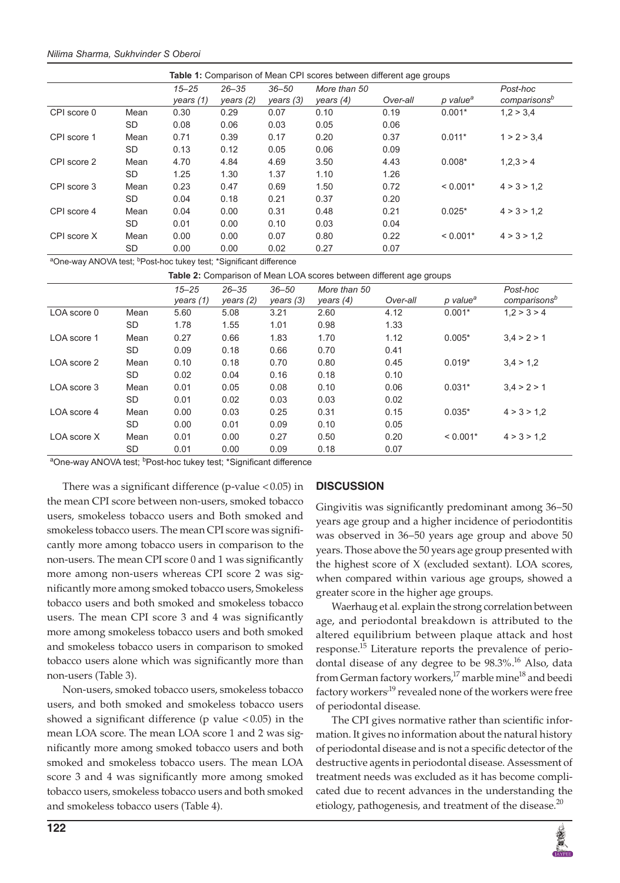**Table 1:** Comparison of Mean CPI scores between different age groups

| | | 15–25 years (1) | 26–35 years (2) | 36–50 years (3) | More than 50 years (4) | Over-all | p value[a] | Post-hoc comparisons[b] |
|---|---|---|---|---|---|---|---|---|
| CPI score 0 | Mean | 0.30 | 0.29 | 0.07 | 0.10 | 0.19 | 0.001* | 1,2 > 3,4 |
| | SD | 0.08 | 0.06 | 0.03 | 0.05 | 0.06 | | |
| CPI score 1 | Mean | 0.71 | 0.39 | 0.17 | 0.20 | 0.37 | 0.011* | 1 > 2 > 3,4 |
| | SD | 0.13 | 0.12 | 0.05 | 0.06 | 0.09 | | |
| CPI score 2 | Mean | 4.70 | 4.84 | 4.69 | 3.50 | 4.43 | 0.008* | 1,2,3 > 4 |
| | SD | 1.25 | 1.30 | 1.37 | 1.10 | 1.26 | | |
| CPI score 3 | Mean | 0.23 | 0.47 | 0.69 | 1.50 | 0.72 | < 0.001* | 4 > 3 > 1,2 |
| | SD | 0.04 | 0.18 | 0.21 | 0.37 | 0.20 | | |
| CPI score 4 | Mean | 0.04 | 0.00 | 0.31 | 0.48 | 0.21 | 0.025* | 4 > 3 > 1,2 |
| | SD | 0.01 | 0.00 | 0.10 | 0.03 | 0.04 | | |
| CPI score X | Mean | 0.00 | 0.00 | 0.07 | 0.80 | 0.22 | < 0.001* | 4 > 3 > 1,2 |
| | SD | 0.00 | 0.00 | 0.02 | 0.27 | 0.07 | | |

[a]One-way ANOVA test; [b]Post-hoc tukey test; *Significant difference

**Table 2:** Comparison of Mean LOA scores between different age groups

| | | 15–25 years (1) | 26–35 years (2) | 36–50 years (3) | More than 50 years (4) | Over-all | p value[a] | Post-hoc comparisons[b] |
|---|---|---|---|---|---|---|---|---|
| LOA score 0 | Mean | 5.60 | 5.08 | 3.21 | 2.60 | 4.12 | 0.001* | 1,2 > 3 > 4 |
| | SD | 1.78 | 1.55 | 1.01 | 0.98 | 1.33 | | |
| LOA score 1 | Mean | 0.27 | 0.66 | 1.83 | 1.70 | 1.12 | 0.005* | 3,4 > 2 > 1 |
| | SD | 0.09 | 0.18 | 0.66 | 0.70 | 0.41 | | |
| LOA score 2 | Mean | 0.10 | 0.18 | 0.70 | 0.80 | 0.45 | 0.019* | 3,4 > 1,2 |
| | SD | 0.02 | 0.04 | 0.16 | 0.18 | 0.10 | | |
| LOA score 3 | Mean | 0.01 | 0.05 | 0.08 | 0.10 | 0.06 | 0.031* | 3,4 > 2 > 1 |
| | SD | 0.01 | 0.02 | 0.03 | 0.03 | 0.02 | | |
| LOA score 4 | Mean | 0.00 | 0.03 | 0.25 | 0.31 | 0.15 | 0.035* | 4 > 3 > 1,2 |
| | SD | 0.00 | 0.01 | 0.09 | 0.10 | 0.05 | | |
| LOA score X | Mean | 0.01 | 0.00 | 0.27 | 0.50 | 0.20 | < 0.001* | 4 > 3 > 1,2 |
| | SD | 0.01 | 0.00 | 0.09 | 0.18 | 0.07 | | |

[a]One-way ANOVA test; [b]Post-hoc tukey test; *Significant difference

There was a significant difference (p-value $< 0.05$) in the mean CPI score between non-users, smoked tobacco users, smokeless tobacco users and Both smoked and smokeless tobacco users. The mean CPI score was significantly more among tobacco users in comparison to the non-users. The mean CPI score 0 and 1 was significantly more among non-users whereas CPI score 2 was significantly more among smoked tobacco users, Smokeless tobacco users and both smoked and smokeless tobacco users. The mean CPI score 3 and 4 was significantly more among smokeless tobacco users and both smoked and smokeless tobacco users in comparison to smoked tobacco users alone which was significantly more than non-users (Table 3).

Non-users, smoked tobacco users, smokeless tobacco users, and both smoked and smokeless tobacco users showed a significant difference (p value $< 0.05$) in the mean LOA score. The mean LOA score 1 and 2 was significantly more among smoked tobacco users and both smoked and smokeless tobacco users. The mean LOA score 3 and 4 was significantly more among smoked tobacco users, smokeless tobacco users and both smoked and smokeless tobacco users (Table 4).

## DISCUSSION

Gingivitis was significantly predominant among 36–50 years age group and a higher incidence of periodontitis was observed in 36–50 years age group and above 50 years. Those above the 50 years age group presented with the highest score of X (excluded sextant). LOA scores, when compared within various age groups, showed a greater score in the higher age groups.

Waerhaug et al. explain the strong correlation between age, and periodontal breakdown is attributed to the altered equilibrium between plaque attack and host response.[15] Literature reports the prevalence of periodontal disease of any degree to be 98.3%.[16] Also, data from German factory workers,[17] marble mine[18] and beedi factory workers[19] revealed none of the workers were free of periodontal disease.

The CPI gives normative rather than scientific information. It gives no information about the natural history of periodontal disease and is not a specific detector of the destructive agents in periodontal disease. Assessment of treatment needs was excluded as it has become complicated due to recent advances in the understanding the etiology, pathogenesis, and treatment of the disease.[20]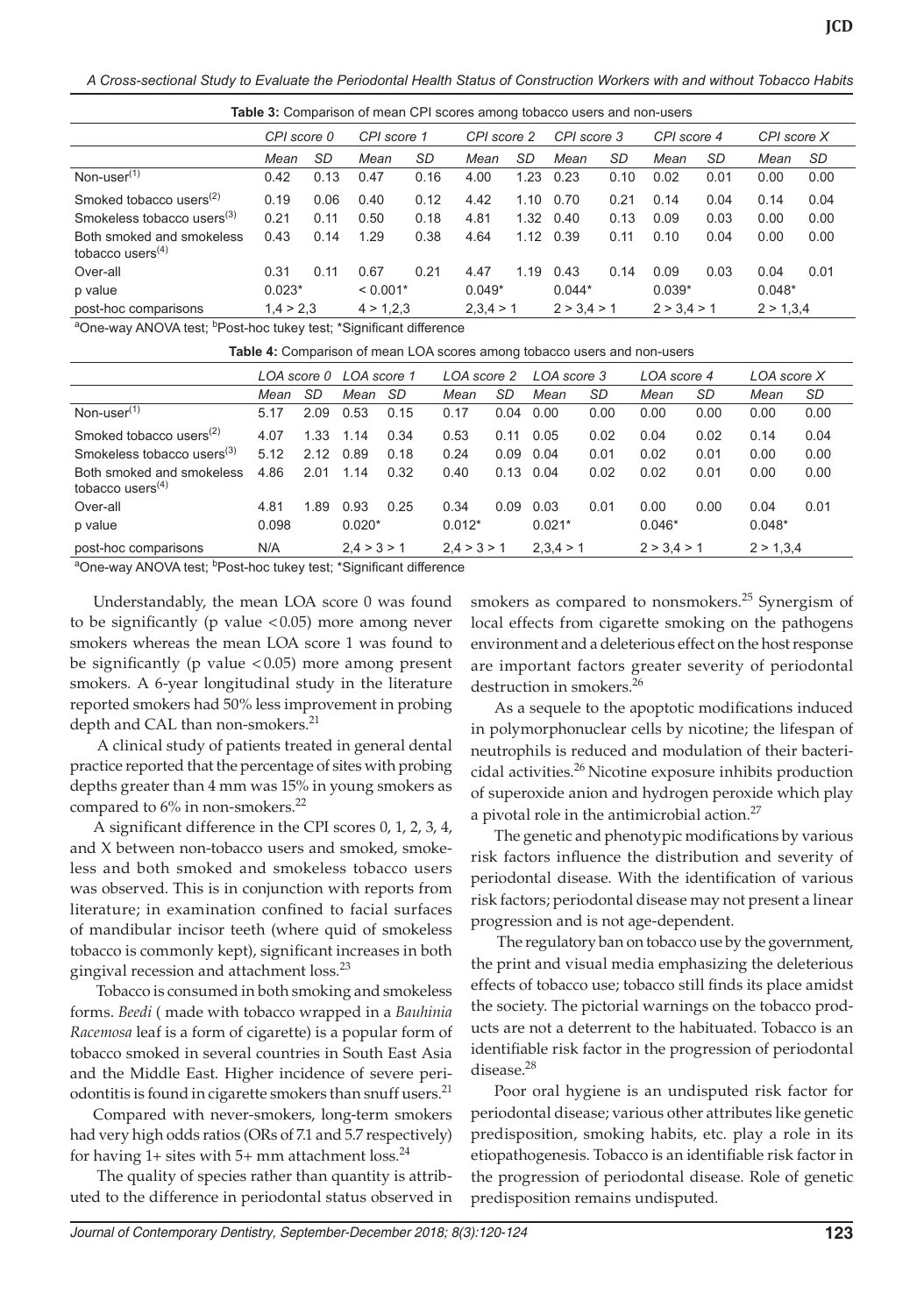**Table 3:** Comparison of mean CPI scores among tobacco users and non-users

| | CPI score 0 | | CPI score 1 | | CPI score 2 | | CPI score 3 | | CPI score 4 | | CPI score X | |
|---|---|---|---|---|---|---|---|---|---|---|---|---|
| | Mean | SD | Mean | SD | Mean | SD | Mean | SD | Mean | SD | Mean | SD |
| Non-user[(1)] | 0.42 | 0.13 | 0.47 | 0.16 | 4.00 | 1.23 | 0.23 | 0.10 | 0.02 | 0.01 | 0.00 | 0.00 |
| Smoked tobacco users[(2)] | 0.19 | 0.06 | 0.40 | 0.12 | 4.42 | 1.10 | 0.70 | 0.21 | 0.14 | 0.04 | 0.14 | 0.04 |
| Smokeless tobacco users[(3)] | 0.21 | 0.11 | 0.50 | 0.18 | 4.81 | 1.32 | 0.40 | 0.13 | 0.09 | 0.03 | 0.00 | 0.00 |
| Both smoked and smokeless tobacco users[(4)] | 0.43 | 0.14 | 1.29 | 0.38 | 4.64 | 1.12 | 0.39 | 0.11 | 0.10 | 0.04 | 0.00 | 0.00 |
| Over-all | 0.31 | 0.11 | 0.67 | 0.21 | 4.47 | 1.19 | 0.43 | 0.14 | 0.09 | 0.03 | 0.04 | 0.01 |
| p value | 0.023* | | < 0.001* | | 0.049* | | 0.044* | | 0.039* | | 0.048* | |
| post-hoc comparisons | 1,4 > 2,3 | | 4 > 1,2,3 | | 2,3,4 > 1 | | 2 > 3,4 > 1 | | 2 > 3,4 > 1 | | 2 > 1,3,4 | |

[a]One-way ANOVA test; [b]Post-hoc tukey test; *Significant difference

**Table 4:** Comparison of mean LOA scores among tobacco users and non-users

| | LOA score 0 | | LOA score 1 | | LOA score 2 | | LOA score 3 | | LOA score 4 | | LOA score X | |
|---|---|---|---|---|---|---|---|---|---|---|---|---|
| | Mean | SD | Mean | SD | Mean | SD | Mean | SD | Mean | SD | Mean | SD |
| Non-user[(1)] | 5.17 | 2.09 | 0.53 | 0.15 | 0.17 | 0.04 | 0.00 | 0.00 | 0.00 | 0.00 | 0.00 | 0.00 |
| Smoked tobacco users[(2)] | 4.07 | 1.33 | 1.14 | 0.34 | 0.53 | 0.11 | 0.05 | 0.02 | 0.04 | 0.02 | 0.14 | 0.04 |
| Smokeless tobacco users[(3)] | 5.12 | 2.12 | 0.89 | 0.18 | 0.24 | 0.09 | 0.04 | 0.01 | 0.02 | 0.01 | 0.00 | 0.00 |
| Both smoked and smokeless tobacco users[(4)] | 4.86 | 2.01 | 1.14 | 0.32 | 0.40 | 0.13 | 0.04 | 0.02 | 0.02 | 0.01 | 0.00 | 0.00 |
| Over-all | 4.81 | 1.89 | 0.93 | 0.25 | 0.34 | 0.09 | 0.03 | 0.01 | 0.00 | 0.00 | 0.04 | 0.01 |
| p value | 0.098 | | 0.020* | | 0.012* | | 0.021* | | 0.046* | | 0.048* | |
| post-hoc comparisons | N/A | | 2,4 > 3 > 1 | | 2,4 > 3 > 1 | | 2,3,4 > 1 | | 2 > 3,4 > 1 | | 2 > 1,3,4 | |

[a]One-way ANOVA test; [b]Post-hoc tukey test; *Significant difference

Understandably, the mean LOA score 0 was found to be significantly ($p$ value $<0.05$) more among never smokers whereas the mean LOA score 1 was found to be significantly ($p$ value $<0.05$) more among present smokers. A 6-year longitudinal study in the literature reported smokers had 50% less improvement in probing depth and CAL than non-smokers.[21]

A clinical study of patients treated in general dental practice reported that the percentage of sites with probing depths greater than 4 mm was 15% in young smokers as compared to 6% in non-smokers.[22]

A significant difference in the CPI scores 0, 1, 2, 3, 4, and X between non-tobacco users and smoked, smokeless and both smoked and smokeless tobacco users was observed. This is in conjunction with reports from literature; in examination confined to facial surfaces of mandibular incisor teeth (where quid of smokeless tobacco is commonly kept), significant increases in both gingival recession and attachment loss.[23]

Tobacco is consumed in both smoking and smokeless forms. *Beedi* ( made with tobacco wrapped in a *Bauhinia Racemosa* leaf is a form of cigarette) is a popular form of tobacco smoked in several countries in South East Asia and the Middle East. Higher incidence of severe periodontitis is found in cigarette smokers than snuff users.[21]

Compared with never-smokers, long-term smokers had very high odds ratios (ORs of 7.1 and 5.7 respectively) for having 1+ sites with 5+ mm attachment loss.[24]

The quality of species rather than quantity is attributed to the difference in periodontal status observed in smokers as compared to nonsmokers.[25] Synergism of local effects from cigarette smoking on the pathogens environment and a deleterious effect on the host response are important factors greater severity of periodontal destruction in smokers.[26]

As a sequele to the apoptotic modifications induced in polymorphonuclear cells by nicotine; the lifespan of neutrophils is reduced and modulation of their bactericidal activities.[26] Nicotine exposure inhibits production of superoxide anion and hydrogen peroxide which play a pivotal role in the antimicrobial action.[27]

The genetic and phenotypic modifications by various risk factors influence the distribution and severity of periodontal disease. With the identification of various risk factors; periodontal disease may not present a linear progression and is not age-dependent.

The regulatory ban on tobacco use by the government, the print and visual media emphasizing the deleterious effects of tobacco use; tobacco still finds its place amidst the society. The pictorial warnings on the tobacco products are not a deterrent to the habituated. Tobacco is an identifiable risk factor in the progression of periodontal disease.[28]

Poor oral hygiene is an undisputed risk factor for periodontal disease; various other attributes like genetic predisposition, smoking habits, etc. play a role in its etiopathogenesis. Tobacco is an identifiable risk factor in the progression of periodontal disease. Role of genetic predisposition remains undisputed.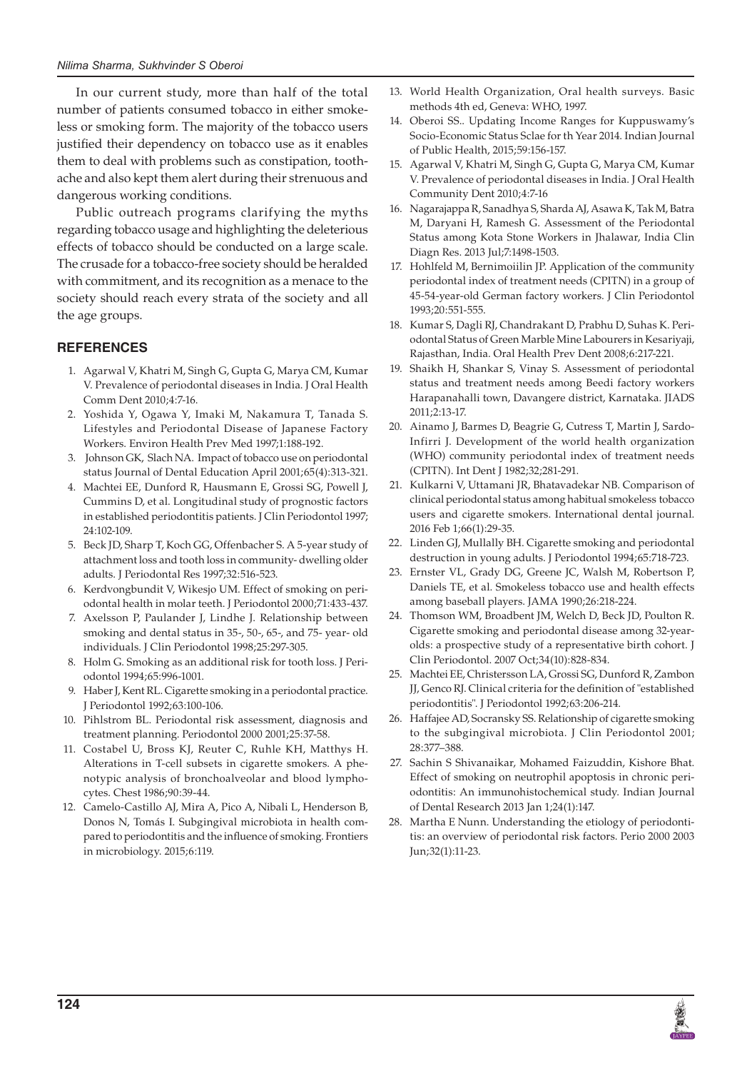In our current study, more than half of the total number of patients consumed tobacco in either smokeless or smoking form. The majority of the tobacco users justified their dependency on tobacco use as it enables them to deal with problems such as constipation, toothache and also kept them alert during their strenuous and dangerous working conditions.

Public outreach programs clarifying the myths regarding tobacco usage and highlighting the deleterious effects of tobacco should be conducted on a large scale. The crusade for a tobacco-free society should be heralded with commitment, and its recognition as a menace to the society should reach every strata of the society and all the age groups.

## REFERENCES

1. Agarwal V, Khatri M, Singh G, Gupta G, Marya CM, Kumar V. Prevalence of periodontal diseases in India. J Oral Health Comm Dent 2010;4:7-16.
2. Yoshida Y, Ogawa Y, Imaki M, Nakamura T, Tanada S. Lifestyles and Periodontal Disease of Japanese Factory Workers. Environ Health Prev Med 1997;1:188-192.
3. Johnson GK, Slach NA. Impact of tobacco use on periodontal status Journal of Dental Education April 2001;65(4):313-321.
4. Machtei EE, Dunford R, Hausmann E, Grossi SG, Powell J, Cummins D, et al. Longitudinal study of prognostic factors in established periodontitis patients. J Clin Periodontol 1997; 24:102-109.
5. Beck JD, Sharp T, Koch GG, Offenbacher S. A 5-year study of attachment loss and tooth loss in community- dwelling older adults. J Periodontal Res 1997;32:516-523.
6. Kerdvongbundit V, Wikesjo UM. Effect of smoking on periodontal health in molar teeth. J Periodontol 2000;71:433-437.
7. Axelsson P, Paulander J, Lindhe J. Relationship between smoking and dental status in 35-, 50-, 65-, and 75- year- old individuals. J Clin Periodontol 1998;25:297-305.
8. Holm G. Smoking as an additional risk for tooth loss. J Periodontol 1994;65:996-1001.
9. Haber J, Kent RL. Cigarette smoking in a periodontal practice. J Periodontol 1992;63:100-106.
10. Pihlstrom BL. Periodontal risk assessment, diagnosis and treatment planning. Periodontol 2000 2001;25:37-58.
11. Costabel U, Bross KJ, Reuter C, Ruhle KH, Matthys H. Alterations in T-cell subsets in cigarette smokers. A phenotypic analysis of bronchoalveolar and blood lymphocytes. Chest 1986;90:39-44.
12. Camelo-Castillo AJ, Mira A, Pico A, Nibali L, Henderson B, Donos N, Tomás I. Subgingival microbiota in health compared to periodontitis and the influence of smoking. Frontiers in microbiology. 2015;6:119.
13. World Health Organization, Oral health surveys. Basic methods 4th ed, Geneva: WHO, 1997.
14. Oberoi SS.. Updating Income Ranges for Kuppuswamy's Socio-Economic Status Sclae for th Year 2014. Indian Journal of Public Health, 2015;59:156-157.
15. Agarwal V, Khatri M, Singh G, Gupta G, Marya CM, Kumar V. Prevalence of periodontal diseases in India. J Oral Health Community Dent 2010;4:7-16
16. Nagarajappa R, Sanadhya S, Sharda AJ, Asawa K, Tak M, Batra M, Daryani H, Ramesh G. Assessment of the Periodontal Status among Kota Stone Workers in Jhalawar, India Clin Diagn Res. 2013 Jul;7:1498-1503.
17. Hohlfeld M, Bernimoiilin JP. Application of the community periodontal index of treatment needs (CPITN) in a group of 45-54-year-old German factory workers. J Clin Periodontol 1993;20:551-555.
18. Kumar S, Dagli RJ, Chandrakant D, Prabhu D, Suhas K. Periodontal Status of Green Marble Mine Labourers in Kesariyaji, Rajasthan, India. Oral Health Prev Dent 2008;6:217-221.
19. Shaikh H, Shankar S, Vinay S. Assessment of periodontal status and treatment needs among Beedi factory workers Harapanahalli town, Davangere district, Karnataka. JIADS 2011;2:13-17.
20. Ainamo J, Barmes D, Beagrie G, Cutress T, Martin J, Sardo-Infirri J. Development of the world health organization (WHO) community periodontal index of treatment needs (CPITN). Int Dent J 1982;32;281-291.
21. Kulkarni V, Uttamani JR, Bhatavadekar NB. Comparison of clinical periodontal status among habitual smokeless tobacco users and cigarette smokers. International dental journal. 2016 Feb 1;66(1):29-35.
22. Linden GJ, Mullally BH. Cigarette smoking and periodontal destruction in young adults. J Periodontol 1994;65:718-723.
23. Ernster VL, Grady DG, Greene JC, Walsh M, Robertson P, Daniels TE, et al. Smokeless tobacco use and health effects among baseball players. JAMA 1990;26:218-224.
24. Thomson WM, Broadbent JM, Welch D, Beck JD, Poulton R. Cigarette smoking and periodontal disease among 32-year-olds: a prospective study of a representative birth cohort. J Clin Periodontol. 2007 Oct;34(10):828-834.
25. Machtei EE, Christersson LA, Grossi SG, Dunford R, Zambon JJ, Genco RJ. Clinical criteria for the definition of "established periodontitis". J Periodontol 1992;63:206-214.
26. Haffajee AD, Socransky SS. Relationship of cigarette smoking to the subgingival microbiota. J Clin Periodontol 2001; 28:377–388.
27. Sachin S Shivanaikar, Mohamed Faizuddin, Kishore Bhat. Effect of smoking on neutrophil apoptosis in chronic periodontitis: An immunohistochemical study. Indian Journal of Dental Research 2013 Jan 1;24(1):147.
28. Martha E Nunn. Understanding the etiology of periodontitis: an overview of periodontal risk factors. Perio 2000 2003 Jun;32(1):11-23.